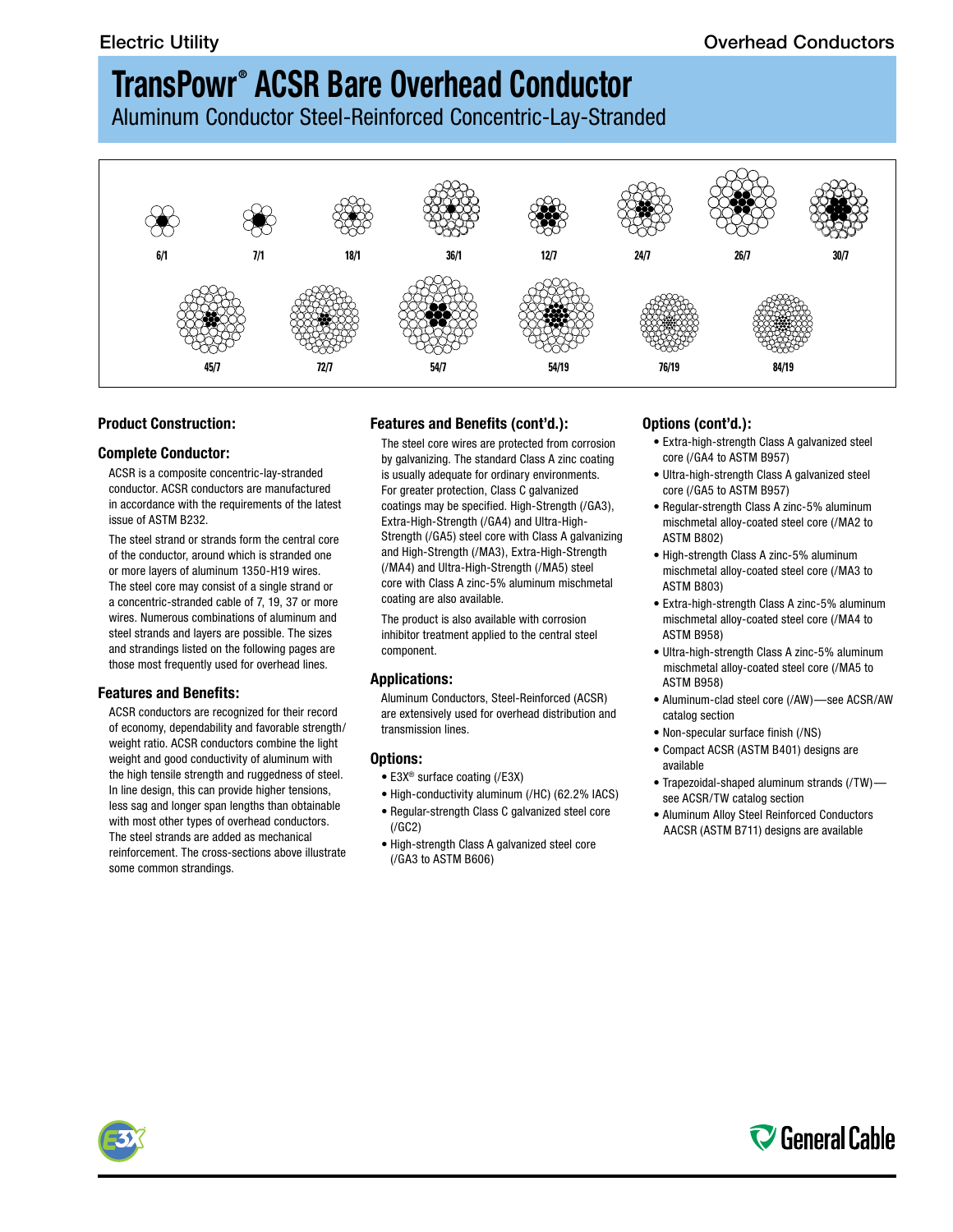# TransPowr® ACSR Bare Overhead Conductor

Aluminum Conductor Steel-Reinforced Concentric-Lay-Stranded

6/1 7/1 18/1 36/1 12/7 24/7 26/7 30/7

45/7 72/7 54/7 54/19 76/19 84/19

## Product Construction:

### Complete Conductor:

ACSR is a composite concentric-lay-stranded conductor. ACSR conductors are manufactured in accordance with the requirements of the latest issue of ASTM B232.

The steel strand or strands form the central core of the conductor, around which is stranded one or more layers of aluminum 1350-H19 wires. The steel core may consist of a single strand or a concentric-stranded cable of 7, 19, 37 or more wires. Numerous combinations of aluminum and steel strands and layers are possible. The sizes and strandings listed on the following pages are those most frequently used for overhead lines.

### Features and Benefits:

ACSR conductors are recognized for their record of economy, dependability and favorable strength/weight ratio. ACSR conductors combine the light weight and good conductivity of aluminum with the high tensile strength and ruggedness of steel. In line design, this can provide higher tensions, less sag and longer span lengths than obtainable with most other types of overhead conductors. The steel strands are added as mechanical reinforcement. The cross-sections above illustrate some common strandings.

### Features and Benefits (cont'd.):

The steel core wires are protected from corrosion by galvanizing. The standard Class A zinc coating is usually adequate for ordinary environments. For greater protection, Class C galvanized coatings may be specified. High-Strength (/GA3), Extra-High-Strength (/GA4) and Ultra-High-Strength (/GA5) steel core with Class A galvanizing and High-Strength (/MA3), Extra-High-Strength (/MA4) and Ultra-High-Strength (/MA5) steel core with Class A zinc-5% aluminum mischmetal coating are also available.

The product is also available with corrosion inhibitor treatment applied to the central steel component.

### Applications:

Aluminum Conductors, Steel-Reinforced (ACSR) are extensively used for overhead distribution and transmission lines.

### Options:

- E3X® surface coating (/E3X)
- High-conductivity aluminum (/HC) (62.2% IACS)
- Regular-strength Class C galvanized steel core (/GC2)
- High-strength Class A galvanized steel core (/GA3 to ASTM B606)

### Options (cont'd.):

- Extra-high-strength Class A galvanized steel core (/GA4 to ASTM B957)
- Ultra-high-strength Class A galvanized steel core (/GA5 to ASTM B957)
- Regular-strength Class A zinc-5% aluminum mischmetal alloy-coated steel core (/MA2 to ASTM B802)
- High-strength Class A zinc-5% aluminum mischmetal alloy-coated steel core (/MA3 to ASTM B803)
- Extra-high-strength Class A zinc-5% aluminum mischmetal alloy-coated steel core (/MA4 to ASTM B958)
- Ultra-high-strength Class A zinc-5% aluminum mischmetal alloy-coated steel core (/MA5 to ASTM B958)
- Aluminum-clad steel core (/AW)—see ACSR/AW catalog section
- Non-specular surface finish (/NS)
- Compact ACSR (ASTM B401) designs are available
- Trapezoidal-shaped aluminum strands (/TW)—see ACSR/TW catalog section
- Aluminum Alloy Steel Reinforced Conductors AACSR (ASTM B711) designs are available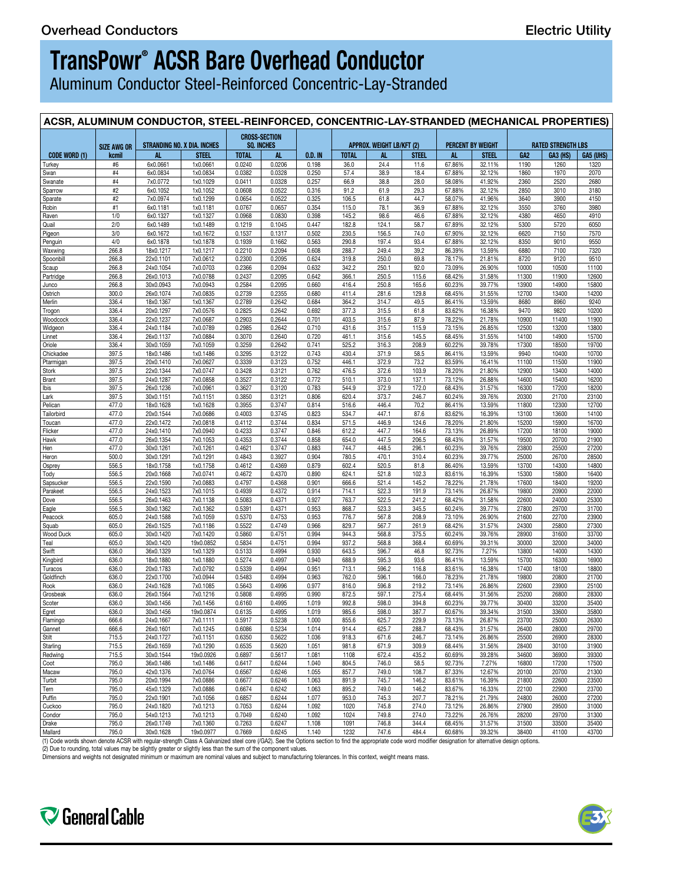# TransPowr® ACSR Bare Overhead Conductor

Aluminum Conductor Steel-Reinforced Concentric-Lay-Stranded

## ACSR, ALUMINUM CONDUCTOR, STEEL-REINFORCED, CONCENTRIC-LAY-STRANDED (MECHANICAL PROPERTIES)

| CODE WORD (1) | SIZE AWG OR kcmil | STRANDING NO. X DIA. INCHES | | CROSS-SECTION SQ. INCHES | | O.D. IN | APPROX. WEIGHT LB/KFT (2) | | | PERCENT BY WEIGHT | | RATED STRENGTH LBS | | |
|---|---|---|---|---|---|---|---|---|---|---|---|---|---|---|
| | | AL | STEEL | TOTAL | AL | | TOTAL | AL | STEEL | AL | STEEL | GA2 | GA3 (HS) | GA5 (UHS) |
| Turkey | #6 | 6x0.0661 | 1x0.0661 | 0.0240 | 0.0206 | 0.198 | 36.0 | 24.4 | 11.6 | 67.86% | 32.11% | 1190 | 1260 | 1320 |
| Swan | #4 | 6x0.0834 | 1x0.0834 | 0.0382 | 0.0328 | 0.250 | 57.4 | 38.9 | 18.4 | 67.88% | 32.12% | 1860 | 1970 | 2070 |
| Swanate | #4 | 7x0.0772 | 1x0.1029 | 0.0411 | 0.0328 | 0.257 | 66.9 | 38.8 | 28.0 | 58.08% | 41.92% | 2360 | 2520 | 2680 |
| Sparrow | #2 | 6x0.1052 | 1x0.1052 | 0.0608 | 0.0522 | 0.316 | 91.2 | 61.9 | 29.3 | 67.88% | 32.12% | 2850 | 3010 | 3180 |
| Sparate | #2 | 7x0.0974 | 1x0.1299 | 0.0654 | 0.0522 | 0.325 | 106.5 | 61.8 | 44.7 | 58.07% | 41.96% | 3640 | 3900 | 4150 |
| Robin | #1 | 6x0.1181 | 1x0.1181 | 0.0767 | 0.0657 | 0.354 | 115.0 | 78.1 | 36.9 | 67.88% | 32.12% | 3550 | 3760 | 3980 |
| Raven | 1/0 | 6x0.1327 | 1x0.1327 | 0.0968 | 0.0830 | 0.398 | 145.2 | 98.6 | 46.6 | 67.88% | 32.12% | 4380 | 4650 | 4910 |
| Quail | 2/0 | 6x0.1489 | 1x0.1489 | 0.1219 | 0.1045 | 0.447 | 182.8 | 124.1 | 58.7 | 67.89% | 32.12% | 5300 | 5720 | 6050 |
| Pigeon | 3/0 | 6x0.1672 | 1x0.1672 | 0.1537 | 0.1317 | 0.502 | 230.5 | 156.5 | 74.0 | 67.90% | 32.12% | 6620 | 7150 | 7570 |
| Penguin | 4/0 | 6x0.1878 | 1x0.1878 | 0.1939 | 0.1662 | 0.563 | 290.8 | 197.4 | 93.4 | 67.88% | 32.12% | 8350 | 9010 | 9550 |
| Waxwing | 266.8 | 18x0.1217 | 1x0.1217 | 0.2210 | 0.2094 | 0.608 | 288.7 | 249.4 | 39.2 | 86.39% | 13.59% | 6880 | 7100 | 7320 |
| Spoonbill | 266.8 | 22x0.1101 | 7x0.0612 | 0.2300 | 0.2095 | 0.624 | 319.8 | 250.0 | 69.8 | 78.17% | 21.81% | 8720 | 9120 | 9510 |
| Scaup | 266.8 | 24x0.1054 | 7x0.0703 | 0.2366 | 0.2094 | 0.632 | 342.2 | 250.1 | 92.0 | 73.09% | 26.90% | 10000 | 10500 | 11100 |
| Partridge | 266.8 | 26x0.1013 | 7x0.0788 | 0.2437 | 0.2095 | 0.642 | 366.1 | 250.5 | 115.6 | 68.42% | 31.58% | 11300 | 11900 | 12600 |
| Junco | 266.8 | 30x0.0943 | 7x0.0943 | 0.2584 | 0.2095 | 0.660 | 416.4 | 250.8 | 165.6 | 60.23% | 39.77% | 13900 | 14900 | 15800 |
| Ostrich | 300.0 | 26x0.1074 | 7x0.0835 | 0.2739 | 0.2355 | 0.680 | 411.4 | 281.6 | 129.8 | 68.45% | 31.55% | 12700 | 13400 | 14200 |
| Merlin | 336.4 | 18x0.1367 | 1x0.1367 | 0.2789 | 0.2642 | 0.684 | 364.2 | 314.7 | 49.5 | 86.41% | 13.59% | 8680 | 8960 | 9240 |
| Trogon | 336.4 | 20x0.1297 | 7x0.0576 | 0.2825 | 0.2642 | 0.692 | 377.3 | 315.5 | 61.8 | 83.62% | 16.38% | 9470 | 9820 | 10200 |
| Woodcock | 336.4 | 22x0.1237 | 7x0.0687 | 0.2903 | 0.2644 | 0.701 | 403.5 | 315.6 | 87.9 | 78.22% | 21.78% | 10900 | 11400 | 11900 |
| Widgeon | 336.4 | 24x0.1184 | 7x0.0789 | 0.2985 | 0.2642 | 0.710 | 431.6 | 315.7 | 115.9 | 73.15% | 26.85% | 12500 | 13200 | 13800 |
| Linnet | 336.4 | 26x0.1137 | 7x0.0884 | 0.3070 | 0.2640 | 0.720 | 461.1 | 315.6 | 145.5 | 68.45% | 31.55% | 14100 | 14900 | 15700 |
| Oriole | 336.4 | 30x0.1059 | 7x0.1059 | 0.3259 | 0.2642 | 0.741 | 525.2 | 316.3 | 208.9 | 60.22% | 39.78% | 17300 | 18500 | 19700 |
| Chickadee | 397.5 | 18x0.1486 | 1x0.1486 | 0.3295 | 0.3122 | 0.743 | 430.4 | 371.9 | 58.5 | 86.41% | 13.59% | 9940 | 10400 | 10700 |
| Ptarmigan | 397.5 | 20x0.1410 | 7x0.0627 | 0.3339 | 0.3123 | 0.752 | 446.1 | 372.9 | 73.2 | 83.59% | 16.41% | 11100 | 11500 | 11900 |
| Stork | 397.5 | 22x0.1344 | 7x0.0747 | 0.3428 | 0.3121 | 0.762 | 476.5 | 372.6 | 103.9 | 78.20% | 21.80% | 12900 | 13400 | 14000 |
| Brant | 397.5 | 24x0.1287 | 7x0.0858 | 0.3527 | 0.3122 | 0.772 | 510.1 | 373.0 | 137.1 | 73.12% | 26.88% | 14600 | 15400 | 16200 |
| Ibis | 397.5 | 26x0.1236 | 7x0.0961 | 0.3627 | 0.3120 | 0.783 | 544.9 | 372.9 | 172.0 | 68.43% | 31.57% | 16300 | 17200 | 18200 |
| Lark | 397.5 | 30x0.1151 | 7x0.1151 | 0.3850 | 0.3121 | 0.806 | 620.4 | 373.7 | 246.7 | 60.24% | 39.76% | 20300 | 21700 | 23100 |
| Pelican | 477.0 | 18x0.1628 | 1x0.1628 | 0.3955 | 0.3747 | 0.814 | 516.6 | 446.4 | 70.2 | 86.41% | 13.59% | 11800 | 12300 | 12700 |
| Tailorbird | 477.0 | 20x0.1544 | 7x0.0686 | 0.4003 | 0.3745 | 0.823 | 534.7 | 447.1 | 87.6 | 83.62% | 16.39% | 13100 | 13600 | 14100 |
| Toucan | 477.0 | 22x0.1472 | 7x0.0818 | 0.4112 | 0.3744 | 0.834 | 571.5 | 446.9 | 124.6 | 78.20% | 21.80% | 15200 | 15900 | 16700 |
| Flicker | 477.0 | 24x0.1410 | 7x0.0940 | 0.4233 | 0.3747 | 0.846 | 612.2 | 447.7 | 164.6 | 73.13% | 26.89% | 17200 | 18100 | 19000 |
| Hawk | 477.0 | 26x0.1354 | 7x0.1053 | 0.4353 | 0.3744 | 0.858 | 654.0 | 447.5 | 206.5 | 68.43% | 31.57% | 19500 | 20700 | 21900 |
| Hen | 477.0 | 30x0.1261 | 7x0.1261 | 0.4621 | 0.3747 | 0.883 | 744.7 | 448.5 | 296.1 | 60.23% | 39.76% | 23800 | 25500 | 27200 |
| Heron | 500.0 | 30x0.1291 | 7x0.1291 | 0.4843 | 0.3927 | 0.904 | 780.5 | 470.1 | 310.4 | 60.23% | 39.77% | 25000 | 26700 | 28500 |
| Osprey | 556.5 | 18x0.1758 | 1x0.1758 | 0.4612 | 0.4369 | 0.879 | 602.4 | 520.5 | 81.8 | 86.40% | 13.59% | 13700 | 14300 | 14800 |
| Tody | 556.5 | 20x0.1668 | 7x0.0741 | 0.4672 | 0.4370 | 0.890 | 624.1 | 521.8 | 102.3 | 83.61% | 16.39% | 15300 | 15800 | 16400 |
| Sapsucker | 556.5 | 22x0.1590 | 7x0.0883 | 0.4797 | 0.4368 | 0.901 | 666.6 | 521.4 | 145.2 | 78.22% | 21.78% | 17600 | 18400 | 19200 |
| Parakeet | 556.5 | 24x0.1523 | 7x0.1015 | 0.4939 | 0.4372 | 0.914 | 714.1 | 522.3 | 191.9 | 73.14% | 26.87% | 19800 | 20900 | 22000 |
| Dove | 556.5 | 26x0.1463 | 7x0.1138 | 0.5083 | 0.4371 | 0.927 | 763.7 | 522.5 | 241.2 | 68.42% | 31.58% | 22600 | 24000 | 25300 |
| Eagle | 556.5 | 30x0.1362 | 7x0.1362 | 0.5391 | 0.4371 | 0.953 | 868.7 | 523.3 | 345.5 | 60.24% | 39.77% | 27800 | 29700 | 31700 |
| Peacock | 605.0 | 24x0.1588 | 7x0.1059 | 0.5370 | 0.4753 | 0.953 | 776.7 | 567.8 | 208.9 | 73.10% | 26.90% | 21600 | 22700 | 23900 |
| Squab | 605.0 | 26x0.1525 | 7x0.1186 | 0.5522 | 0.4749 | 0.966 | 829.7 | 567.7 | 261.9 | 68.42% | 31.57% | 24300 | 25800 | 27300 |
| Wood Duck | 605.0 | 30x0.1420 | 7x0.1420 | 0.5860 | 0.4751 | 0.994 | 944.3 | 568.8 | 375.5 | 60.24% | 39.76% | 28900 | 31600 | 33700 |
| Teal | 605.0 | 30x0.1420 | 19x0.0852 | 0.5834 | 0.4751 | 0.994 | 937.2 | 568.8 | 368.4 | 60.69% | 39.31% | 30000 | 32000 | 34000 |
| Swift | 636.0 | 36x0.1329 | 1x0.1329 | 0.5133 | 0.4994 | 0.930 | 643.5 | 596.7 | 46.8 | 92.73% | 7.27% | 13800 | 14000 | 14300 |
| Kingbird | 636.0 | 18x0.1880 | 1x0.1880 | 0.5274 | 0.4997 | 0.940 | 688.9 | 595.3 | 93.6 | 86.41% | 13.59% | 15700 | 16300 | 16900 |
| Turacos | 636.0 | 20x0.1783 | 7x0.0792 | 0.5339 | 0.4994 | 0.951 | 713.1 | 596.2 | 116.8 | 83.61% | 16.38% | 17400 | 18100 | 18800 |
| Goldfinch | 636.0 | 22x0.1700 | 7x0.0944 | 0.5483 | 0.4994 | 0.963 | 762.0 | 596.1 | 166.0 | 78.23% | 21.78% | 19800 | 20800 | 21700 |
| Rook | 636.0 | 24x0.1628 | 7x0.1085 | 0.5643 | 0.4996 | 0.977 | 816.0 | 596.8 | 219.2 | 73.14% | 26.86% | 22600 | 23900 | 25100 |
| Grosbeak | 636.0 | 26x0.1564 | 7x0.1216 | 0.5808 | 0.4995 | 0.990 | 872.5 | 597.1 | 275.4 | 68.44% | 31.56% | 25200 | 26800 | 28300 |
| Scoter | 636.0 | 30x0.1456 | 7x0.1456 | 0.6160 | 0.4995 | 1.019 | 992.8 | 598.0 | 394.8 | 60.23% | 39.77% | 30400 | 33200 | 35400 |
| Egret | 636.0 | 30x0.1456 | 19x0.0874 | 0.6135 | 0.4995 | 1.019 | 985.6 | 598.0 | 387.7 | 60.67% | 39.34% | 31500 | 33600 | 35800 |
| Flamingo | 666.6 | 24x0.1667 | 7x0.1111 | 0.5917 | 0.5238 | 1.000 | 855.6 | 625.7 | 229.9 | 73.13% | 26.87% | 23700 | 25000 | 26300 |
| Gannet | 666.6 | 26x0.1601 | 7x0.1245 | 0.6086 | 0.5234 | 1.014 | 914.4 | 625.7 | 288.7 | 68.43% | 31.57% | 26400 | 28000 | 29700 |
| Stilt | 715.5 | 24x0.1727 | 7x0.1151 | 0.6350 | 0.5622 | 1.036 | 918.3 | 671.6 | 246.7 | 73.14% | 26.86% | 25500 | 26900 | 28300 |
| Starling | 715.5 | 26x0.1659 | 7x0.1290 | 0.6535 | 0.5620 | 1.051 | 981.8 | 671.9 | 309.9 | 68.44% | 31.56% | 28400 | 30100 | 31900 |
| Redwing | 715.5 | 30x0.1544 | 19x0.0926 | 0.6897 | 0.5617 | 1.081 | 1108 | 672.4 | 435.2 | 60.69% | 39.28% | 34600 | 36900 | 39300 |
| Coot | 795.0 | 36x0.1486 | 1x0.1486 | 0.6417 | 0.6244 | 1.040 | 804.5 | 746.0 | 58.5 | 92.73% | 7.27% | 16800 | 17200 | 17500 |
| Macaw | 795.0 | 42x0.1376 | 7x0.0764 | 0.6567 | 0.6246 | 1.055 | 857.7 | 749.0 | 108.7 | 87.33% | 12.67% | 20100 | 20700 | 21300 |
| Turbit | 795.0 | 20x0.1994 | 7x0.0886 | 0.6677 | 0.6246 | 1.063 | 891.9 | 745.7 | 146.2 | 83.61% | 16.39% | 21800 | 22600 | 23500 |
| Tern | 795.0 | 45x0.1329 | 7x0.0886 | 0.6674 | 0.6242 | 1.063 | 895.2 | 749.0 | 146.2 | 83.67% | 16.33% | 22100 | 22900 | 23700 |
| Puffin | 795.0 | 22x0.1901 | 7x0.1056 | 0.6857 | 0.6244 | 1.077 | 953.0 | 745.3 | 207.7 | 78.21% | 21.79% | 24800 | 26000 | 27200 |
| Cuckoo | 795.0 | 24x0.1820 | 7x0.1213 | 0.7053 | 0.6244 | 1.092 | 1020 | 745.8 | 274.0 | 73.12% | 26.86% | 27900 | 29500 | 31000 |
| Condor | 795.0 | 54x0.1213 | 7x0.1213 | 0.7049 | 0.6240 | 1.092 | 1024 | 749.8 | 274.0 | 73.22% | 26.76% | 28200 | 29700 | 31300 |
| Drake | 795.0 | 26x0.1749 | 7x0.1360 | 0.7263 | 0.6247 | 1.108 | 1091 | 746.8 | 344.4 | 68.45% | 31.57% | 31500 | 33500 | 35400 |
| Mallard | 795.0 | 30x0.1628 | 19x0.0977 | 0.7669 | 0.6245 | 1.140 | 1232 | 747.6 | 484.4 | 60.68% | 39.32% | 38400 | 41100 | 43700 |

(1) Code words shown denote ACSR with regular-strength Class A Galvanized steel core (/GA2). See the Options section to find the appropriate code word modifier designation for alternative design options.
(2) Due to rounding, total values may be slightly greater or slightly less than the sum of the component values.
Dimensions and weights not designated minimum or maximum are nominal values and subject to manufacturing tolerances. In this context, weight means mass.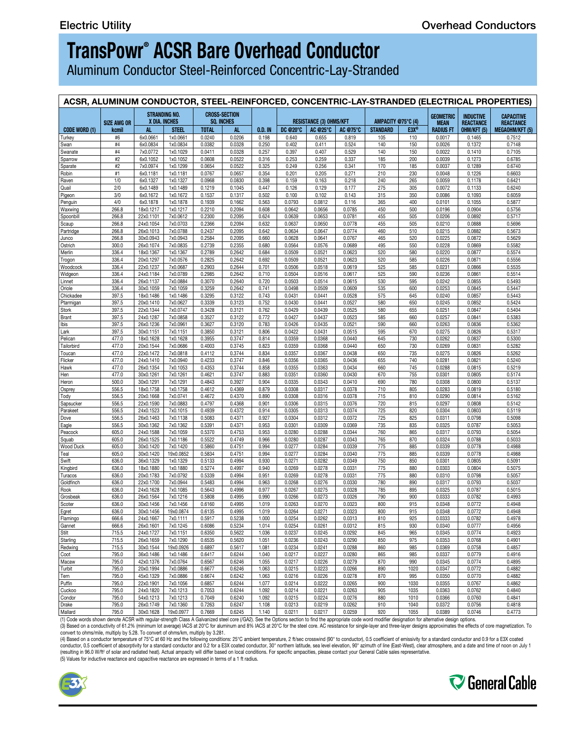# TransPowr® ACSR Bare Overhead Conductor

Aluminum Conductor Steel-Reinforced Concentric-Lay-Stranded

## ACSR, ALUMINUM CONDUCTOR, STEEL-REINFORCED, CONCENTRIC-LAY-STRANDED (ELECTRICAL PROPERTIES)

| CODE WORD (1) | SIZE AWG OR kcmil | STRANDING NO. X DIA. INCHES | | CROSS-SECTION SQ. INCHES | | O.D. IN | RESISTANCE (3) OHMS/KFT | | | AMPACITY @75°C (4) | | GEOMETRIC MEAN RADIUS FT | INDUCTIVE REACTANCE OHM/KFT (5) | CAPACITIVE REACTANCE MEGAOHM/KFT (5) |
|---|---|---|---|---|---|---|---|---|---|---|---|---|---|---|
| | | AL | STEEL | TOTAL | AL | | DC @20°C | AC @25°C | AC @75°C | STANDARD | E3X® | | | |
| Turkey | #6 | 6x0.0661 | 1x0.0661 | 0.0240 | 0.0206 | 0.198 | 0.640 | 0.655 | 0.819 | 105 | 110 | 0.0017 | 0.1465 | 0.7512 |
| Swan | #4 | 6x0.0834 | 1x0.0834 | 0.0382 | 0.0328 | 0.250 | 0.402 | 0.411 | 0.524 | 140 | 150 | 0.0026 | 0.1372 | 0.7148 |
| Swanate | #4 | 7x0.0772 | 1x0.1029 | 0.0411 | 0.0328 | 0.257 | 0.397 | 0.407 | 0.529 | 140 | 150 | 0.0022 | 0.1410 | 0.7105 |
| Sparrow | #2 | 6x0.1052 | 1x0.1052 | 0.0608 | 0.0522 | 0.316 | 0.253 | 0.259 | 0.337 | 185 | 200 | 0.0039 | 0.1273 | 0.6785 |
| Sparate | #2 | 7x0.0974 | 1x0.1299 | 0.0654 | 0.0522 | 0.325 | 0.249 | 0.256 | 0.341 | 170 | 185 | 0.0037 | 0.1289 | 0.6740 |
| Robin | #1 | 6x0.1181 | 1x0.1181 | 0.0767 | 0.0657 | 0.354 | 0.201 | 0.205 | 0.271 | 210 | 230 | 0.0048 | 0.1226 | 0.6603 |
| Raven | 1/0 | 6x0.1327 | 1x0.1327 | 0.0968 | 0.0830 | 0.398 | 0.159 | 0.163 | 0.218 | 240 | 265 | 0.0059 | 0.1178 | 0.6421 |
| Quail | 2/0 | 6x0.1489 | 1x0.1489 | 0.1219 | 0.1045 | 0.447 | 0.126 | 0.129 | 0.177 | 275 | 305 | 0.0072 | 0.1133 | 0.6240 |
| Pigeon | 3/0 | 6x0.1672 | 1x0.1672 | 0.1537 | 0.1317 | 0.502 | 0.100 | 0.102 | 0.143 | 315 | 350 | 0.0086 | 0.1093 | 0.6059 |
| Penguin | 4/0 | 6x0.1878 | 1x0.1878 | 0.1939 | 0.1662 | 0.563 | 0.0793 | 0.0812 | 0.116 | 365 | 400 | 0.0101 | 0.1055 | 0.5877 |
| Waxwing | 266.8 | 18x0.1217 | 1x0.1217 | 0.2210 | 0.2094 | 0.608 | 0.0642 | 0.0656 | 0.0785 | 450 | 500 | 0.0196 | 0.0904 | 0.5756 |
| Spoonbill | 266.8 | 22x0.1101 | 7x0.0612 | 0.2300 | 0.2095 | 0.624 | 0.0639 | 0.0653 | 0.0781 | 455 | 505 | 0.0206 | 0.0892 | 0.5717 |
| Scaup | 266.8 | 24x0.1054 | 7x0.0703 | 0.2366 | 0.2094 | 0.632 | 0.0637 | 0.0650 | 0.0778 | 455 | 505 | 0.0210 | 0.0888 | 0.5696 |
| Partridge | 266.8 | 26x0.1013 | 7x0.0788 | 0.2437 | 0.2095 | 0.642 | 0.0634 | 0.0647 | 0.0774 | 460 | 510 | 0.0215 | 0.0882 | 0.5673 |
| Junco | 266.8 | 30x0.0943 | 7x0.0943 | 0.2584 | 0.2095 | 0.660 | 0.0628 | 0.0641 | 0.0767 | 465 | 520 | 0.0225 | 0.0872 | 0.5629 |
| Ostrich | 300.0 | 26x0.1074 | 7x0.0835 | 0.2739 | 0.2355 | 0.680 | 0.0564 | 0.0576 | 0.0689 | 495 | 550 | 0.0228 | 0.0869 | 0.5582 |
| Merlin | 336.4 | 18x0.1367 | 1x0.1367 | 0.2789 | 0.2642 | 0.684 | 0.0509 | 0.0521 | 0.0623 | 520 | 580 | 0.0220 | 0.0877 | 0.5574 |
| Trogon | 336.4 | 20x0.1297 | 7x0.0576 | 0.2825 | 0.2642 | 0.692 | 0.0509 | 0.0521 | 0.0623 | 520 | 585 | 0.0226 | 0.0871 | 0.5556 |
| Woodcock | 336.4 | 22x0.1237 | 7x0.0687 | 0.2903 | 0.2644 | 0.701 | 0.0506 | 0.0518 | 0.0619 | 525 | 585 | 0.0231 | 0.0866 | 0.5535 |
| Widgeon | 336.4 | 24x0.1184 | 7x0.0789 | 0.2985 | 0.2642 | 0.710 | 0.0504 | 0.0516 | 0.0617 | 525 | 590 | 0.0236 | 0.0861 | 0.5514 |
| Linnet | 336.4 | 26x0.1137 | 7x0.0884 | 0.3070 | 0.2640 | 0.720 | 0.0503 | 0.0514 | 0.0615 | 530 | 595 | 0.0242 | 0.0855 | 0.5493 |
| Oriole | 336.4 | 30x0.1059 | 7x0.1059 | 0.3259 | 0.2642 | 0.741 | 0.0498 | 0.0509 | 0.0609 | 535 | 600 | 0.0253 | 0.0845 | 0.5447 |
| Chickadee | 397.5 | 18x0.1486 | 1x0.1486 | 0.3295 | 0.3122 | 0.743 | 0.0431 | 0.0441 | 0.0528 | 575 | 645 | 0.0240 | 0.0857 | 0.5443 |
| Ptarmigan | 397.5 | 20x0.1410 | 7x0.0627 | 0.3339 | 0.3123 | 0.752 | 0.0430 | 0.0441 | 0.0527 | 580 | 650 | 0.0245 | 0.0852 | 0.5424 |
| Stork | 397.5 | 22x0.1344 | 7x0.0747 | 0.3428 | 0.3121 | 0.762 | 0.0429 | 0.0439 | 0.0525 | 580 | 655 | 0.0251 | 0.0847 | 0.5404 |
| Brant | 397.5 | 24x0.1287 | 7x0.0858 | 0.3527 | 0.3122 | 0.772 | 0.0427 | 0.0437 | 0.0523 | 585 | 660 | 0.0257 | 0.0841 | 0.5383 |
| Ibis | 397.5 | 26x0.1236 | 7x0.0961 | 0.3627 | 0.3120 | 0.783 | 0.0426 | 0.0435 | 0.0521 | 590 | 660 | 0.0263 | 0.0836 | 0.5362 |
| Lark | 397.5 | 30x0.1151 | 7x0.1151 | 0.3850 | 0.3121 | 0.806 | 0.0422 | 0.0431 | 0.0515 | 595 | 670 | 0.0275 | 0.0826 | 0.5317 |
| Pelican | 477.0 | 18x0.1628 | 1x0.1628 | 0.3955 | 0.3747 | 0.814 | 0.0359 | 0.0368 | 0.0440 | 645 | 730 | 0.0262 | 0.0837 | 0.5300 |
| Tailorbird | 477.0 | 20x0.1544 | 7x0.0686 | 0.4003 | 0.3745 | 0.823 | 0.0359 | 0.0368 | 0.0440 | 650 | 730 | 0.0269 | 0.0831 | 0.5282 |
| Toucan | 477.0 | 22x0.1472 | 7x0.0818 | 0.4112 | 0.3744 | 0.834 | 0.0357 | 0.0367 | 0.0438 | 650 | 735 | 0.0275 | 0.0826 | 0.5262 |
| Flicker | 477.0 | 24x0.1410 | 7x0.0940 | 0.4233 | 0.3747 | 0.846 | 0.0356 | 0.0365 | 0.0436 | 655 | 740 | 0.0281 | 0.0821 | 0.5240 |
| Hawk | 477.0 | 26x0.1354 | 7x0.1053 | 0.4353 | 0.3744 | 0.858 | 0.0355 | 0.0363 | 0.0434 | 660 | 745 | 0.0288 | 0.0815 | 0.5219 |
| Hen | 477.0 | 30x0.1261 | 7x0.1261 | 0.4621 | 0.3747 | 0.883 | 0.0351 | 0.0360 | 0.0430 | 670 | 755 | 0.0301 | 0.0805 | 0.5174 |
| Heron | 500.0 | 30x0.1291 | 7x0.1291 | 0.4843 | 0.3927 | 0.904 | 0.0335 | 0.0343 | 0.0410 | 690 | 780 | 0.0308 | 0.0800 | 0.5137 |
| Osprey | 556.5 | 18x0.1758 | 1x0.1758 | 0.4612 | 0.4369 | 0.879 | 0.0308 | 0.0317 | 0.0378 | 710 | 805 | 0.0283 | 0.0819 | 0.5180 |
| Tody | 556.5 | 20x0.1668 | 7x0.0741 | 0.4672 | 0.4370 | 0.890 | 0.0308 | 0.0316 | 0.0378 | 715 | 810 | 0.0290 | 0.0814 | 0.5162 |
| Sapsucker | 556.5 | 22x0.1590 | 7x0.0883 | 0.4797 | 0.4368 | 0.901 | 0.0306 | 0.0315 | 0.0376 | 720 | 815 | 0.0297 | 0.0808 | 0.5142 |
| Parakeet | 556.5 | 24x0.1523 | 7x0.1015 | 0.4939 | 0.4372 | 0.914 | 0.0305 | 0.0313 | 0.0374 | 725 | 820 | 0.0304 | 0.0803 | 0.5119 |
| Dove | 556.5 | 26x0.1463 | 7x0.1138 | 0.5083 | 0.4371 | 0.927 | 0.0304 | 0.0312 | 0.0372 | 725 | 825 | 0.0311 | 0.0798 | 0.5098 |
| Eagle | 556.5 | 30x0.1362 | 7x0.1362 | 0.5391 | 0.4371 | 0.953 | 0.0301 | 0.0309 | 0.0369 | 735 | 835 | 0.0325 | 0.0787 | 0.5053 |
| Peacock | 605.0 | 24x0.1588 | 7x0.1059 | 0.5370 | 0.4753 | 0.953 | 0.0280 | 0.0288 | 0.0344 | 760 | 865 | 0.0317 | 0.0793 | 0.5054 |
| Squab | 605.0 | 26x0.1525 | 7x0.1186 | 0.5522 | 0.4749 | 0.966 | 0.0280 | 0.0287 | 0.0343 | 765 | 870 | 0.0324 | 0.0788 | 0.5033 |
| Wood Duck | 605.0 | 30x0.1420 | 7x0.1420 | 0.5860 | 0.4751 | 0.994 | 0.0277 | 0.0284 | 0.0339 | 775 | 885 | 0.0339 | 0.0778 | 0.4988 |
| Teal | 605.0 | 30x0.1420 | 19x0.0852 | 0.5834 | 0.4751 | 0.994 | 0.0277 | 0.0284 | 0.0340 | 775 | 885 | 0.0339 | 0.0778 | 0.4988 |
| Swift | 636.0 | 36x0.1329 | 1x0.1329 | 0.5133 | 0.4994 | 0.930 | 0.0271 | 0.0282 | 0.0349 | 750 | 850 | 0.0301 | 0.0805 | 0.5091 |
| Kingbird | 636.0 | 18x0.1880 | 1x0.1880 | 0.5274 | 0.4997 | 0.940 | 0.0269 | 0.0278 | 0.0331 | 775 | 880 | 0.0303 | 0.0804 | 0.5075 |
| Turacos | 636.0 | 20x0.1783 | 7x0.0792 | 0.5339 | 0.4994 | 0.951 | 0.0269 | 0.0278 | 0.0331 | 775 | 880 | 0.0310 | 0.0798 | 0.5057 |
| Goldfinch | 636.0 | 22x0.1700 | 7x0.0944 | 0.5483 | 0.4994 | 0.963 | 0.0268 | 0.0276 | 0.0330 | 780 | 890 | 0.0317 | 0.0793 | 0.5037 |
| Rook | 636.0 | 24x0.1628 | 7x0.1085 | 0.5643 | 0.4996 | 0.977 | 0.0267 | 0.0275 | 0.0328 | 785 | 895 | 0.0325 | 0.0787 | 0.5015 |
| Grosbeak | 636.0 | 26x0.1564 | 7x0.1216 | 0.5808 | 0.4995 | 0.990 | 0.0266 | 0.0273 | 0.0326 | 790 | 900 | 0.0333 | 0.0782 | 0.4993 |
| Scoter | 636.0 | 30x0.1456 | 7x0.1456 | 0.6160 | 0.4995 | 1.019 | 0.0263 | 0.0270 | 0.0323 | 800 | 915 | 0.0348 | 0.0772 | 0.4948 |
| Egret | 636.0 | 30x0.1456 | 19x0.0874 | 0.6135 | 0.4995 | 1.019 | 0.0264 | 0.0271 | 0.0323 | 800 | 915 | 0.0348 | 0.0772 | 0.4948 |
| Flamingo | 666.6 | 24x0.1667 | 7x0.1111 | 0.5917 | 0.5238 | 1.000 | 0.0254 | 0.0262 | 0.0313 | 810 | 925 | 0.0333 | 0.0782 | 0.4978 |
| Gannet | 666.6 | 26x0.1601 | 7x0.1245 | 0.6086 | 0.5234 | 1.014 | 0.0254 | 0.0261 | 0.0312 | 815 | 930 | 0.0340 | 0.0777 | 0.4956 |
| Stilt | 715.5 | 24x0.1727 | 7x0.1151 | 0.6350 | 0.5622 | 1.036 | 0.0237 | 0.0245 | 0.0292 | 845 | 965 | 0.0345 | 0.0774 | 0.4923 |
| Starling | 715.5 | 26x0.1659 | 7x0.1290 | 0.6535 | 0.5620 | 1.051 | 0.0236 | 0.0243 | 0.0290 | 850 | 975 | 0.0353 | 0.0768 | 0.4901 |
| Redwing | 715.5 | 30x0.1544 | 19x0.0926 | 0.6897 | 0.5617 | 1.081 | 0.0234 | 0.0241 | 0.0288 | 860 | 985 | 0.0369 | 0.0758 | 0.4857 |
| Coot | 795.0 | 36x0.1486 | 1x0.1486 | 0.6417 | 0.6244 | 1.040 | 0.0217 | 0.0227 | 0.0280 | 865 | 985 | 0.0337 | 0.0779 | 0.4916 |
| Macaw | 795.0 | 42x0.1376 | 7x0.0764 | 0.6567 | 0.6246 | 1.055 | 0.0217 | 0.0226 | 0.0279 | 870 | 990 | 0.0345 | 0.0774 | 0.4895 |
| Turbit | 795.0 | 20x0.1994 | 7x0.0886 | 0.6677 | 0.6246 | 1.063 | 0.0215 | 0.0223 | 0.0266 | 890 | 1020 | 0.0347 | 0.0772 | 0.4882 |
| Tern | 795.0 | 45x0.1329 | 7x0.0886 | 0.6674 | 0.6242 | 1.063 | 0.0216 | 0.0226 | 0.0278 | 870 | 995 | 0.0350 | 0.0770 | 0.4882 |
| Puffin | 795.0 | 22x0.1901 | 7x0.1056 | 0.6857 | 0.6244 | 1.077 | 0.0214 | 0.0222 | 0.0265 | 900 | 1030 | 0.0355 | 0.0767 | 0.4862 |
| Cuckoo | 795.0 | 24x0.1820 | 7x0.1213 | 0.7053 | 0.6244 | 1.092 | 0.0214 | 0.0221 | 0.0263 | 905 | 1035 | 0.0363 | 0.0762 | 0.4840 |
| Condor | 795.0 | 54x0.1213 | 7x0.1213 | 0.7049 | 0.6240 | 1.092 | 0.0215 | 0.0224 | 0.0276 | 880 | 1010 | 0.0366 | 0.0760 | 0.4841 |
| Drake | 795.0 | 26x0.1749 | 7x0.1360 | 0.7263 | 0.6247 | 1.108 | 0.0213 | 0.0219 | 0.0262 | 910 | 1040 | 0.0372 | 0.0756 | 0.4818 |
| Mallard | 795.0 | 30x0.1628 | 19x0.0977 | 0.7669 | 0.6245 | 1.140 | 0.0211 | 0.0217 | 0.0259 | 920 | 1055 | 0.0389 | 0.0746 | 0.4773 |

(1) Code words shown denote ACSR with regular-strength Class A Galvanized steel core (/GA2). See the Options section to find the appropriate code word modifier designation for alternative design options.
(3) Based on a conductivity of 61.2% (minimum lot average) IACS at 20°C for aluminum and 8% IACS at 20°C for the steel core. AC resistance for single-layer and three-layer designs approximates the effects of core magnetization. To convert to ohms/mile, multiply by 5.28. To convert of ohms/km, multiply by 3.281.
(4) Based on a conductor temperature of 75°C at 60 Hz and the following conditions: 25°C ambient temperature, 2 ft/sec crosswind (90° to conductor), 0.5 coefficient of emissivity for a standard conductor and 0.9 for a E3X coated conductor, 0.5 coefficient of absorptivity for a standard conductor and 0.2 for a E3X coated conductor, 30° northern latitude, sea level elevation, 90° azimuth of line (East-West), clear atmosphere, and a date and time of noon on July 1 (resulting in 96.0 W/ft² of solar and radiated heat). Actual ampacity will differ based on local conditions. For specific ampacities, please contact your General Cable sales representative.
(5) Values for inductive reactance and capacitive reactance are expressed in terms of a 1 ft radius.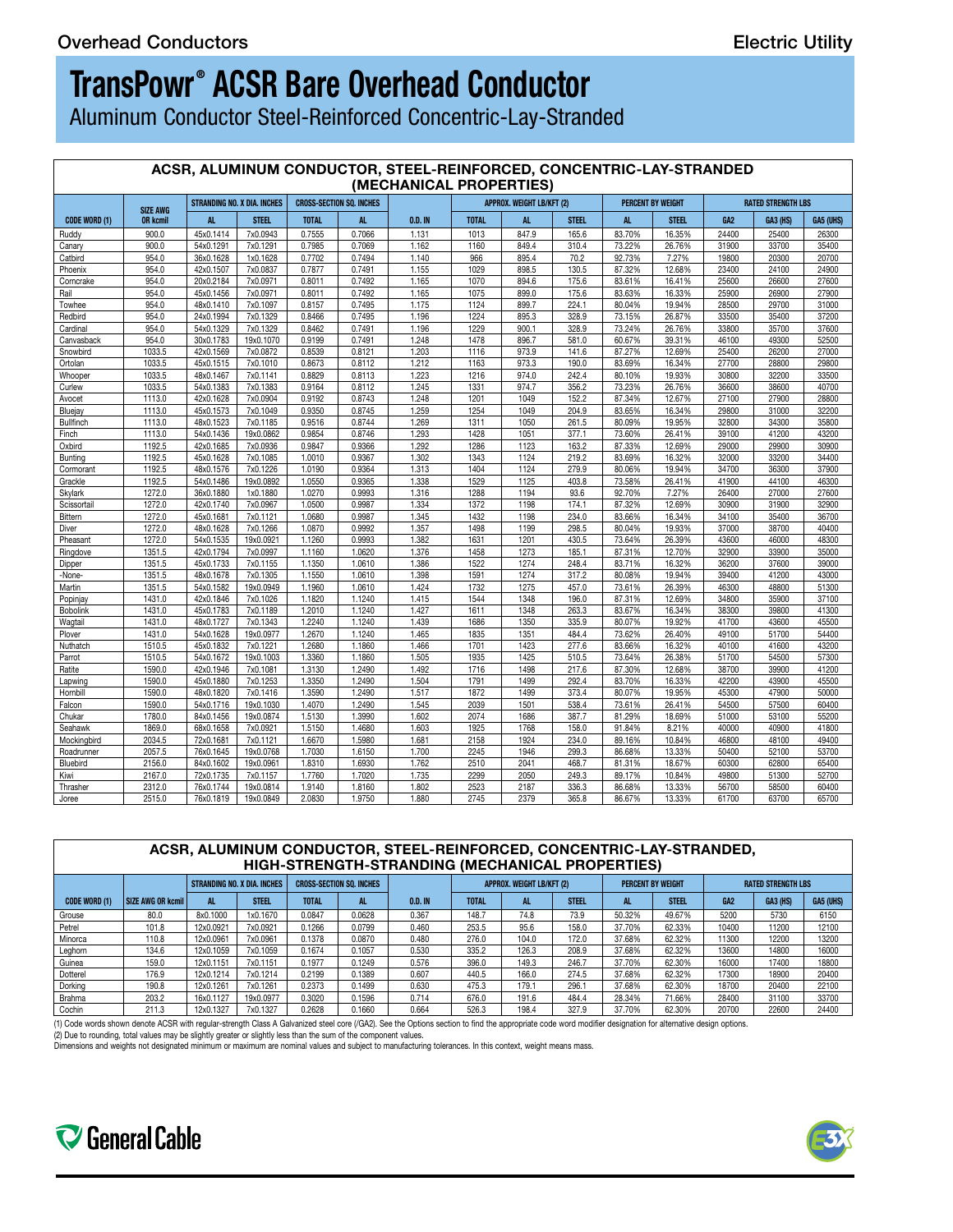# TransPowr® ACSR Bare Overhead Conductor

Aluminum Conductor Steel-Reinforced Concentric-Lay-Stranded

## ACSR, ALUMINUM CONDUCTOR, STEEL-REINFORCED, CONCENTRIC-LAY-STRANDED (MECHANICAL PROPERTIES)

| CODE WORD (1) | SIZE AWG OR kcmil | STRANDING NO. X DIA. INCHES | | CROSS-SECTION SQ. INCHES | | O.D. IN | APPROX. WEIGHT LB/KFT (2) | | | PERCENT BY WEIGHT | | RATED STRENGTH LBS | | |
|---|---|---|---|---|---|---|---|---|---|---|---|---|---|---|
| | | AL | STEEL | TOTAL | AL | | TOTAL | AL | STEEL | AL | STEEL | GA2 | GA3 (HS) | GA5 (UHS) |
| Ruddy | 900.0 | 45x0.1414 | 7x0.0943 | 0.7555 | 0.7066 | 1.131 | 1013 | 847.9 | 165.6 | 83.70% | 16.35% | 24400 | 25400 | 26300 |
| Canary | 900.0 | 54x0.1291 | 7x0.1291 | 0.7985 | 0.7069 | 1.162 | 1160 | 849.4 | 310.4 | 73.22% | 26.76% | 31900 | 33700 | 35400 |
| Catbird | 954.0 | 36x0.1628 | 1x0.1628 | 0.7702 | 0.7494 | 1.140 | 966 | 895.4 | 70.2 | 92.73% | 7.27% | 19800 | 20300 | 20700 |
| Phoenix | 954.0 | 42x0.1507 | 7x0.0837 | 0.7877 | 0.7491 | 1.155 | 1029 | 898.5 | 130.5 | 87.32% | 12.68% | 23400 | 24100 | 24900 |
| Corncrake | 954.0 | 20x0.2184 | 7x0.0971 | 0.8011 | 0.7492 | 1.165 | 1070 | 894.6 | 175.6 | 83.61% | 16.41% | 25600 | 26600 | 27600 |
| Rail | 954.0 | 45x0.1456 | 7x0.0971 | 0.8011 | 0.7492 | 1.165 | 1075 | 899.0 | 175.6 | 83.63% | 16.33% | 25900 | 26900 | 27900 |
| Towhee | 954.0 | 48x0.1410 | 7x0.1097 | 0.8157 | 0.7495 | 1.175 | 1124 | 899.7 | 224.1 | 80.04% | 19.94% | 28500 | 29700 | 31000 |
| Redbird | 954.0 | 24x0.1994 | 7x0.1329 | 0.8466 | 0.7495 | 1.196 | 1224 | 895.3 | 328.9 | 73.15% | 26.87% | 33500 | 35400 | 37200 |
| Cardinal | 954.0 | 54x0.1329 | 7x0.1329 | 0.8462 | 0.7491 | 1.196 | 1229 | 900.1 | 328.9 | 73.24% | 26.76% | 33800 | 35700 | 37600 |
| Canvasback | 954.0 | 30x0.1783 | 19x0.1070 | 0.9199 | 0.7491 | 1.248 | 1478 | 896.7 | 581.0 | 60.67% | 39.31% | 46100 | 49300 | 52500 |
| Snowbird | 1033.5 | 42x0.1569 | 7x0.0872 | 0.8539 | 0.8121 | 1.203 | 1116 | 973.9 | 141.6 | 87.27% | 12.69% | 25400 | 26200 | 27000 |
| Ortolan | 1033.5 | 45x0.1515 | 7x0.1010 | 0.8673 | 0.8112 | 1.212 | 1163 | 973.3 | 190.0 | 83.69% | 16.34% | 27700 | 28800 | 29800 |
| Whooper | 1033.5 | 48x0.1467 | 7x0.1141 | 0.8829 | 0.8113 | 1.223 | 1216 | 974.0 | 242.4 | 80.10% | 19.93% | 30800 | 32200 | 33500 |
| Curlew | 1033.5 | 54x0.1383 | 7x0.1383 | 0.9164 | 0.8112 | 1.245 | 1331 | 974.7 | 356.2 | 73.23% | 26.76% | 36600 | 38600 | 40700 |
| Avocet | 1113.0 | 42x0.1628 | 7x0.0904 | 0.9192 | 0.8743 | 1.248 | 1201 | 1049 | 152.2 | 87.34% | 12.67% | 27100 | 27900 | 28800 |
| Bluejay | 1113.0 | 45x0.1573 | 7x0.1049 | 0.9350 | 0.8745 | 1.259 | 1254 | 1049 | 204.9 | 83.65% | 16.34% | 29800 | 31000 | 32200 |
| Bullfinch | 1113.0 | 48x0.1523 | 7x0.1185 | 0.9516 | 0.8744 | 1.269 | 1311 | 1050 | 261.5 | 80.09% | 19.95% | 32800 | 34300 | 35800 |
| Finch | 1113.0 | 54x0.1436 | 19x0.0862 | 0.9854 | 0.8746 | 1.293 | 1428 | 1051 | 377.1 | 73.60% | 26.41% | 39100 | 41200 | 43200 |
| Oxbird | 1192.5 | 42x0.1685 | 7x0.0936 | 0.9847 | 0.9366 | 1.292 | 1286 | 1123 | 163.2 | 87.33% | 12.69% | 29000 | 29900 | 30900 |
| Bunting | 1192.5 | 45x0.1628 | 7x0.1085 | 1.0010 | 0.9367 | 1.302 | 1343 | 1124 | 219.2 | 83.69% | 16.32% | 32000 | 33200 | 34400 |
| Cormorant | 1192.5 | 48x0.1576 | 7x0.1226 | 1.0190 | 0.9364 | 1.313 | 1404 | 1124 | 279.9 | 80.06% | 19.94% | 34700 | 36300 | 37900 |
| Grackle | 1192.5 | 54x0.1486 | 19x0.0892 | 1.0550 | 0.9365 | 1.338 | 1529 | 1125 | 403.8 | 73.58% | 26.41% | 41900 | 44100 | 46300 |
| Skylark | 1272.0 | 36x0.1880 | 1x0.1880 | 1.0270 | 0.9993 | 1.316 | 1288 | 1194 | 93.6 | 92.70% | 7.27% | 26400 | 27000 | 27600 |
| Scissortail | 1272.0 | 42x0.1740 | 7x0.0967 | 1.0500 | 0.9987 | 1.334 | 1372 | 1198 | 174.1 | 87.32% | 12.69% | 30900 | 31900 | 32900 |
| Bittern | 1272.0 | 45x0.1681 | 7x0.1121 | 1.0680 | 0.9987 | 1.345 | 1432 | 1198 | 234.0 | 83.66% | 16.34% | 34100 | 35400 | 36700 |
| Diver | 1272.0 | 48x0.1628 | 7x0.1266 | 1.0870 | 0.9992 | 1.357 | 1498 | 1199 | 298.5 | 80.04% | 19.93% | 37000 | 38700 | 40400 |
| Pheasant | 1272.0 | 54x0.1535 | 19x0.0921 | 1.1260 | 0.9993 | 1.382 | 1631 | 1201 | 430.5 | 73.64% | 26.39% | 43600 | 46000 | 48300 |
| Ringdove | 1351.5 | 42x0.1794 | 7x0.0997 | 1.1160 | 1.0620 | 1.376 | 1458 | 1273 | 185.1 | 87.31% | 12.70% | 32900 | 33900 | 35000 |
| Dipper | 1351.5 | 45x0.1733 | 7x0.1155 | 1.1350 | 1.0610 | 1.386 | 1522 | 1274 | 248.4 | 83.71% | 16.32% | 36200 | 37600 | 39000 |
| -None- | 1351.5 | 48x0.1678 | 7x0.1305 | 1.1550 | 1.0610 | 1.398 | 1591 | 1274 | 317.2 | 80.08% | 19.94% | 39400 | 41200 | 43000 |
| Martin | 1351.5 | 54x0.1582 | 19x0.0949 | 1.1960 | 1.0610 | 1.424 | 1732 | 1275 | 457.0 | 73.61% | 26.39% | 46300 | 48800 | 51300 |
| Popinjay | 1431.0 | 42x0.1846 | 7x0.1026 | 1.1820 | 1.1240 | 1.415 | 1544 | 1348 | 196.0 | 87.31% | 12.69% | 34800 | 35900 | 37100 |
| Bobolink | 1431.0 | 45x0.1783 | 7x0.1189 | 1.2010 | 1.1240 | 1.427 | 1611 | 1348 | 263.3 | 83.67% | 16.34% | 38300 | 39800 | 41300 |
| Wagtail | 1431.0 | 48x0.1727 | 7x0.1343 | 1.2240 | 1.1240 | 1.439 | 1686 | 1350 | 335.9 | 80.07% | 19.92% | 41700 | 43600 | 45500 |
| Plover | 1431.0 | 54x0.1628 | 19x0.0977 | 1.2670 | 1.1240 | 1.465 | 1835 | 1351 | 484.4 | 73.62% | 26.40% | 49100 | 51700 | 54400 |
| Nuthatch | 1510.5 | 45x0.1832 | 7x0.1221 | 1.2680 | 1.1860 | 1.466 | 1701 | 1423 | 277.6 | 83.66% | 16.32% | 40100 | 41600 | 43200 |
| Parrot | 1510.5 | 54x0.1672 | 19x0.1003 | 1.3360 | 1.1860 | 1.505 | 1935 | 1425 | 510.5 | 73.64% | 26.38% | 51700 | 54500 | 57300 |
| Ratite | 1590.0 | 42x0.1946 | 7x0.1081 | 1.3130 | 1.2490 | 1.492 | 1716 | 1498 | 217.6 | 87.30% | 12.68% | 38700 | 39900 | 41200 |
| Lapwing | 1590.0 | 45x0.1880 | 7x0.1253 | 1.3350 | 1.2490 | 1.504 | 1791 | 1499 | 292.4 | 83.70% | 16.33% | 42200 | 43900 | 45500 |
| Hornbill | 1590.0 | 48x0.1820 | 7x0.1416 | 1.3590 | 1.2490 | 1.517 | 1872 | 1499 | 373.4 | 80.07% | 19.95% | 45300 | 47900 | 50000 |
| Falcon | 1590.0 | 54x0.1716 | 19x0.1030 | 1.4070 | 1.2490 | 1.545 | 2039 | 1501 | 538.4 | 73.61% | 26.41% | 54500 | 57500 | 60400 |
| Chukar | 1780.0 | 84x0.1456 | 19x0.0874 | 1.5130 | 1.3990 | 1.602 | 2074 | 1686 | 387.7 | 81.29% | 18.69% | 51000 | 53100 | 55200 |
| Seahawk | 1869.0 | 68x0.1658 | 7x0.0921 | 1.5150 | 1.4680 | 1.603 | 1925 | 1768 | 158.0 | 91.84% | 8.21% | 40000 | 40900 | 41800 |
| Mockingbird | 2034.5 | 72x0.1681 | 7x0.1121 | 1.6670 | 1.5980 | 1.681 | 2158 | 1924 | 234.0 | 89.16% | 10.84% | 46800 | 48100 | 49400 |
| Roadrunner | 2057.5 | 76x0.1645 | 19x0.0768 | 1.7030 | 1.6150 | 1.700 | 2245 | 1946 | 299.3 | 86.68% | 13.33% | 50400 | 52100 | 53700 |
| Bluebird | 2156.0 | 84x0.1602 | 19x0.0961 | 1.8310 | 1.6930 | 1.762 | 2510 | 2041 | 468.7 | 81.31% | 18.67% | 60300 | 62800 | 65400 |
| Kiwi | 2167.0 | 72x0.1735 | 7x0.1157 | 1.7760 | 1.7020 | 1.735 | 2299 | 2050 | 249.3 | 89.17% | 10.84% | 49800 | 51300 | 52700 |
| Thrasher | 2312.0 | 76x0.1744 | 19x0.0814 | 1.9140 | 1.8160 | 1.802 | 2523 | 2187 | 336.3 | 86.68% | 13.33% | 56700 | 58500 | 60400 |
| Joree | 2515.0 | 76x0.1819 | 19x0.0849 | 2.0830 | 1.9750 | 1.880 | 2745 | 2379 | 365.8 | 86.67% | 13.33% | 61700 | 63700 | 65700 |

## ACSR, ALUMINUM CONDUCTOR, STEEL-REINFORCED, CONCENTRIC-LAY-STRANDED, HIGH-STRENGTH-STRANDING (MECHANICAL PROPERTIES)

| CODE WORD (1) | SIZE AWG OR kcmil | STRANDING NO. X DIA. INCHES | | CROSS-SECTION SQ. INCHES | | O.D. IN | APPROX. WEIGHT LB/KFT (2) | | | PERCENT BY WEIGHT | | RATED STRENGTH LBS | | |
|---|---|---|---|---|---|---|---|---|---|---|---|---|---|---|
| | | AL | STEEL | TOTAL | AL | | TOTAL | AL | STEEL | AL | STEEL | GA2 | GA3 (HS) | GA5 (UHS) |
| Grouse | 80.0 | 8x0.1000 | 1x0.1670 | 0.0847 | 0.0628 | 0.367 | 148.7 | 74.8 | 73.9 | 50.32% | 49.67% | 5200 | 5730 | 6150 |
| Petrel | 101.8 | 12x0.0921 | 7x0.0921 | 0.1266 | 0.0799 | 0.460 | 253.5 | 95.6 | 158.0 | 37.70% | 62.33% | 10400 | 11200 | 12100 |
| Minorca | 110.8 | 12x0.0961 | 7x0.0961 | 0.1378 | 0.0870 | 0.480 | 276.0 | 104.0 | 172.0 | 37.68% | 62.32% | 11300 | 12200 | 13200 |
| Leghorn | 134.6 | 12x0.1059 | 7x0.1059 | 0.1674 | 0.1057 | 0.530 | 335.2 | 126.3 | 208.9 | 37.68% | 62.32% | 13600 | 14800 | 16000 |
| Guinea | 159.0 | 12x0.1151 | 7x0.1151 | 0.1977 | 0.1249 | 0.576 | 396.0 | 149.3 | 246.7 | 37.70% | 62.30% | 16000 | 17400 | 18800 |
| Dotterel | 176.9 | 12x0.1214 | 7x0.1214 | 0.2199 | 0.1389 | 0.607 | 440.5 | 166.0 | 274.5 | 37.68% | 62.32% | 17300 | 18900 | 20400 |
| Dorking | 190.8 | 12x0.1261 | 7x0.1261 | 0.2373 | 0.1499 | 0.630 | 475.3 | 179.1 | 296.1 | 37.68% | 62.30% | 18700 | 20400 | 22100 |
| Brahma | 203.2 | 16x0.1127 | 19x0.0977 | 0.3020 | 0.1596 | 0.714 | 676.0 | 191.6 | 484.4 | 28.34% | 71.66% | 28400 | 31100 | 33700 |
| Cochin | 211.3 | 12x0.1327 | 7x0.1327 | 0.2628 | 0.1660 | 0.664 | 526.3 | 198.4 | 327.9 | 37.70% | 62.30% | 20700 | 22600 | 24400 |

(1) Code words shown denote ACSR with regular-strength Class A Galvanized steel core (/GA2). See the Options section to find the appropriate code word modifier designation for alternative design options.
(2) Due to rounding, total values may be slightly greater or slightly less than the sum of the component values.
Dimensions and weights not designated minimum or maximum are nominal values and subject to manufacturing tolerances. In this context, weight means mass.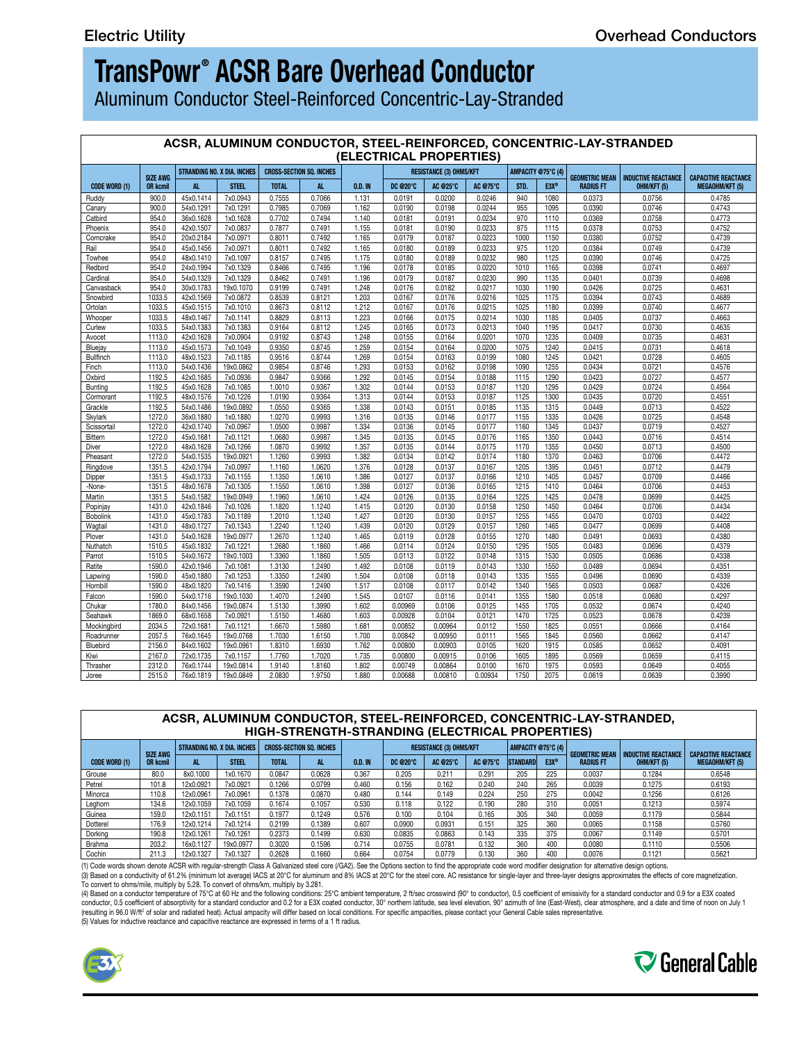# TransPowr® ACSR Bare Overhead Conductor

Aluminum Conductor Steel-Reinforced Concentric-Lay-Stranded

## ACSR, ALUMINUM CONDUCTOR, STEEL-REINFORCED, CONCENTRIC-LAY-STRANDED (ELECTRICAL PROPERTIES)

| CODE WORD (1) | SIZE AWG OR kcmil | STRANDING NO. X DIA. INCHES | | CROSS-SECTION SQ. INCHES | | O.D. IN | RESISTANCE (3) OHMS/KFT | | | AMPACITY @75°C (4) | | GEOMETRIC MEAN RADIUS FT | INDUCTIVE REACTANCE OHM/KFT (5) | CAPACITIVE REACTANCE MEGAOHM/KFT (5) |
|---|---|---|---|---|---|---|---|---|---|---|---|---|---|---|
| | | AL | STEEL | TOTAL | AL | | DC @20°C | AC @25°C | AC @75°C | STD. | E3X® | | | |
| Ruddy | 900.0 | 45x0.1414 | 7x0.0943 | 0.7555 | 0.7066 | 1.131 | 0.0191 | 0.0200 | 0.0246 | 940 | 1080 | 0.0373 | 0.0756 | 0.4785 |
| Canary | 900.0 | 54x0.1291 | 7x0.1291 | 0.7985 | 0.7069 | 1.162 | 0.0190 | 0.0198 | 0.0244 | 955 | 1095 | 0.0390 | 0.0746 | 0.4743 |
| Catbird | 954.0 | 36x0.1628 | 1x0.1628 | 0.7702 | 0.7494 | 1.140 | 0.0181 | 0.0191 | 0.0234 | 970 | 1110 | 0.0369 | 0.0758 | 0.4773 |
| Phoenix | 954.0 | 42x0.1507 | 7x0.0837 | 0.7877 | 0.7491 | 1.155 | 0.0181 | 0.0190 | 0.0233 | 975 | 1115 | 0.0378 | 0.0753 | 0.4752 |
| Corncrake | 954.0 | 20x0.2184 | 7x0.0971 | 0.8011 | 0.7492 | 1.165 | 0.0179 | 0.0187 | 0.0223 | 1000 | 1150 | 0.0380 | 0.0752 | 0.4739 |
| Rail | 954.0 | 45x0.1456 | 7x0.0971 | 0.8011 | 0.7492 | 1.165 | 0.0180 | 0.0189 | 0.0233 | 975 | 1120 | 0.0384 | 0.0749 | 0.4739 |
| Towhee | 954.0 | 48x0.1410 | 7x0.1097 | 0.8157 | 0.7495 | 1.175 | 0.0180 | 0.0189 | 0.0232 | 980 | 1125 | 0.0390 | 0.0746 | 0.4725 |
| Redbird | 954.0 | 24x0.1994 | 7x0.1329 | 0.8466 | 0.7495 | 1.196 | 0.0178 | 0.0185 | 0.0220 | 1010 | 1165 | 0.0398 | 0.0741 | 0.4697 |
| Cardinal | 954.0 | 54x0.1329 | 7x0.1329 | 0.8462 | 0.7491 | 1.196 | 0.0179 | 0.0187 | 0.0230 | 990 | 1135 | 0.0401 | 0.0739 | 0.4698 |
| Canvasback | 954.0 | 30x0.1783 | 19x0.1070 | 0.9199 | 0.7491 | 1.248 | 0.0176 | 0.0182 | 0.0217 | 1030 | 1190 | 0.0426 | 0.0725 | 0.4631 |
| Snowbird | 1033.5 | 42x0.1569 | 7x0.0872 | 0.8539 | 0.8121 | 1.203 | 0.0167 | 0.0176 | 0.0216 | 1025 | 1175 | 0.0394 | 0.0743 | 0.4689 |
| Ortolan | 1033.5 | 45x0.1515 | 7x0.1010 | 0.8673 | 0.8112 | 1.212 | 0.0167 | 0.0176 | 0.0215 | 1025 | 1180 | 0.0399 | 0.0740 | 0.4677 |
| Whooper | 1033.5 | 48x0.1467 | 7x0.1141 | 0.8829 | 0.8113 | 1.223 | 0.0166 | 0.0175 | 0.0214 | 1030 | 1185 | 0.0405 | 0.0737 | 0.4663 |
| Curlew | 1033.5 | 54x0.1383 | 7x0.1383 | 0.9164 | 0.8112 | 1.245 | 0.0165 | 0.0173 | 0.0213 | 1040 | 1195 | 0.0417 | 0.0730 | 0.4635 |
| Avocet | 1113.0 | 42x0.1628 | 7x0.0904 | 0.9192 | 0.8743 | 1.248 | 0.0155 | 0.0164 | 0.0201 | 1070 | 1235 | 0.0409 | 0.0735 | 0.4631 |
| Bluejay | 1113.0 | 45x0.1573 | 7x0.1049 | 0.9350 | 0.8745 | 1.259 | 0.0154 | 0.0164 | 0.0200 | 1075 | 1240 | 0.0415 | 0.0731 | 0.4618 |
| Bullfinch | 1113.0 | 48x0.1523 | 7x0.1185 | 0.9516 | 0.8744 | 1.269 | 0.0154 | 0.0163 | 0.0199 | 1080 | 1245 | 0.0421 | 0.0728 | 0.4605 |
| Finch | 1113.0 | 54x0.1436 | 19x0.0862 | 0.9854 | 0.8746 | 1.293 | 0.0153 | 0.0162 | 0.0198 | 1090 | 1255 | 0.0434 | 0.0721 | 0.4576 |
| Oxbird | 1192.5 | 42x0.1685 | 7x0.0936 | 0.9847 | 0.9366 | 1.292 | 0.0145 | 0.0154 | 0.0188 | 1115 | 1290 | 0.0423 | 0.0727 | 0.4577 |
| Bunting | 1192.5 | 45x0.1628 | 7x0.1085 | 1.0010 | 0.9367 | 1.302 | 0.0144 | 0.0153 | 0.0187 | 1120 | 1295 | 0.0429 | 0.0724 | 0.4564 |
| Cormorant | 1192.5 | 48x0.1576 | 7x0.1226 | 1.0190 | 0.9364 | 1.313 | 0.0144 | 0.0153 | 0.0187 | 1125 | 1300 | 0.0435 | 0.0720 | 0.4551 |
| Grackle | 1192.5 | 54x0.1486 | 19x0.0892 | 1.0550 | 0.9365 | 1.338 | 0.0143 | 0.0151 | 0.0185 | 1135 | 1315 | 0.0449 | 0.0713 | 0.4522 |
| Skylark | 1272.0 | 36x0.1880 | 1x0.1880 | 1.0270 | 0.9993 | 1.316 | 0.0135 | 0.0146 | 0.0177 | 1155 | 1335 | 0.0426 | 0.0725 | 0.4548 |
| Scissortail | 1272.0 | 42x0.1740 | 7x0.0967 | 1.0500 | 0.9987 | 1.334 | 0.0136 | 0.0145 | 0.0177 | 1160 | 1345 | 0.0437 | 0.0719 | 0.4527 |
| Bittern | 1272.0 | 45x0.1681 | 7x0.1121 | 1.0680 | 0.9987 | 1.345 | 0.0135 | 0.0145 | 0.0176 | 1165 | 1350 | 0.0443 | 0.0716 | 0.4514 |
| Diver | 1272.0 | 48x0.1628 | 7x0.1266 | 1.0870 | 0.9992 | 1.357 | 0.0135 | 0.0144 | 0.0175 | 1170 | 1355 | 0.0450 | 0.0713 | 0.4500 |
| Pheasant | 1272.0 | 54x0.1535 | 19x0.0921 | 1.1260 | 0.9993 | 1.382 | 0.0134 | 0.0142 | 0.0174 | 1180 | 1370 | 0.0463 | 0.0706 | 0.4472 |
| Ringdove | 1351.5 | 42x0.1794 | 7x0.0997 | 1.1160 | 1.0620 | 1.376 | 0.0128 | 0.0137 | 0.0167 | 1205 | 1395 | 0.0451 | 0.0712 | 0.4479 |
| Dipper | 1351.5 | 45x0.1733 | 7x0.1155 | 1.1350 | 1.0610 | 1.386 | 0.0127 | 0.0137 | 0.0166 | 1210 | 1405 | 0.0457 | 0.0709 | 0.4466 |
| -None- | 1351.5 | 48x0.1678 | 7x0.1305 | 1.1550 | 1.0610 | 1.398 | 0.0127 | 0.0136 | 0.0165 | 1215 | 1410 | 0.0464 | 0.0706 | 0.4453 |
| Martin | 1351.5 | 54x0.1582 | 19x0.0949 | 1.1960 | 1.0610 | 1.424 | 0.0126 | 0.0135 | 0.0164 | 1225 | 1425 | 0.0478 | 0.0699 | 0.4425 |
| Popinjay | 1431.0 | 42x0.1846 | 7x0.1026 | 1.1820 | 1.1240 | 1.415 | 0.0120 | 0.0130 | 0.0158 | 1250 | 1450 | 0.0464 | 0.0706 | 0.4434 |
| Bobolink | 1431.0 | 45x0.1783 | 7x0.1189 | 1.2010 | 1.1240 | 1.427 | 0.0120 | 0.0130 | 0.0157 | 1255 | 1455 | 0.0470 | 0.0703 | 0.4422 |
| Wagtail | 1431.0 | 48x0.1727 | 7x0.1343 | 1.2240 | 1.1240 | 1.439 | 0.0120 | 0.0129 | 0.0157 | 1260 | 1465 | 0.0477 | 0.0699 | 0.4408 |
| Plover | 1431.0 | 54x0.1628 | 19x0.0977 | 1.2670 | 1.1240 | 1.465 | 0.0119 | 0.0128 | 0.0155 | 1270 | 1480 | 0.0491 | 0.0693 | 0.4380 |
| Nuthatch | 1510.5 | 45x0.1832 | 7x0.1221 | 1.2680 | 1.1860 | 1.466 | 0.0114 | 0.0124 | 0.0150 | 1295 | 1505 | 0.0483 | 0.0696 | 0.4379 |
| Parrot | 1510.5 | 54x0.1672 | 19x0.1003 | 1.3360 | 1.1860 | 1.505 | 0.0113 | 0.0122 | 0.0148 | 1315 | 1530 | 0.0505 | 0.0686 | 0.4338 |
| Ratite | 1590.0 | 42x0.1946 | 7x0.1081 | 1.3130 | 1.2490 | 1.492 | 0.0108 | 0.0119 | 0.0143 | 1330 | 1550 | 0.0489 | 0.0694 | 0.4351 |
| Lapwing | 1590.0 | 45x0.1880 | 7x0.1253 | 1.3350 | 1.2490 | 1.504 | 0.0108 | 0.0118 | 0.0143 | 1335 | 1555 | 0.0496 | 0.0690 | 0.4339 |
| Hornbill | 1590.0 | 48x0.1820 | 7x0.1416 | 1.3590 | 1.2490 | 1.517 | 0.0108 | 0.0117 | 0.0142 | 1340 | 1565 | 0.0503 | 0.0687 | 0.4326 |
| Falcon | 1590.0 | 54x0.1716 | 19x0.1030 | 1.4070 | 1.2490 | 1.545 | 0.0107 | 0.0116 | 0.0141 | 1355 | 1580 | 0.0518 | 0.0680 | 0.4297 |
| Chukar | 1780.0 | 84x0.1456 | 19x0.0874 | 1.5130 | 1.3990 | 1.602 | 0.00969 | 0.0106 | 0.0125 | 1455 | 1705 | 0.0532 | 0.0674 | 0.4240 |
| Seahawk | 1869.0 | 68x0.1658 | 7x0.0921 | 1.5150 | 1.4680 | 1.603 | 0.00928 | 0.0104 | 0.0121 | 1470 | 1725 | 0.0523 | 0.0678 | 0.4239 |
| Mockingbird | 2034.5 | 72x0.1681 | 7x0.1121 | 1.6670 | 1.5980 | 1.681 | 0.00852 | 0.00964 | 0.0112 | 1550 | 1825 | 0.0551 | 0.0666 | 0.4164 |
| Roadrunner | 2057.5 | 76x0.1645 | 19x0.0768 | 1.7030 | 1.6150 | 1.700 | 0.00842 | 0.00950 | 0.0111 | 1565 | 1845 | 0.0560 | 0.0662 | 0.4147 |
| Bluebird | 2156.0 | 84x0.1602 | 19x0.0961 | 1.8310 | 1.6930 | 1.762 | 0.00800 | 0.00903 | 0.0105 | 1620 | 1915 | 0.0585 | 0.0652 | 0.4091 |
| Kiwi | 2167.0 | 72x0.1735 | 7x0.1157 | 1.7760 | 1.7020 | 1.735 | 0.00800 | 0.00915 | 0.0106 | 1605 | 1895 | 0.0569 | 0.0659 | 0.4115 |
| Thrasher | 2312.0 | 76x0.1744 | 19x0.0814 | 1.9140 | 1.8160 | 1.802 | 0.00749 | 0.00864 | 0.0100 | 1670 | 1975 | 0.0593 | 0.0649 | 0.4055 |
| Joree | 2515.0 | 76x0.1819 | 19x0.0849 | 2.0830 | 1.9750 | 1.880 | 0.00688 | 0.00810 | 0.00934 | 1750 | 2075 | 0.0619 | 0.0639 | 0.3990 |

## ACSR, ALUMINUM CONDUCTOR, STEEL-REINFORCED, CONCENTRIC-LAY-STRANDED, HIGH-STRENGTH-STRANDING (ELECTRICAL PROPERTIES)

| CODE WORD (1) | SIZE AWG OR kcmil | STRANDING NO. X DIA. INCHES | | CROSS-SECTION SQ. INCHES | | O.D. IN | RESISTANCE (3) OHMS/KFT | | | AMPACITY @75°C (4) | | GEOMETRIC MEAN RADIUS FT | INDUCTIVE REACTANCE OHM/KFT (5) | CAPACITIVE REACTANCE MEGAOHM/KFT (5) |
|---|---|---|---|---|---|---|---|---|---|---|---|---|---|---|
| | | AL | STEEL | TOTAL | AL | | DC @20°C | AC @25°C | AC @75°C | STANDARD | E3X® | | | |
| Grouse | 80.0 | 8x0.1000 | 1x0.1670 | 0.0847 | 0.0628 | 0.367 | 0.205 | 0.211 | 0.291 | 205 | 225 | 0.0037 | 0.1284 | 0.6548 |
| Petrel | 101.8 | 12x0.0921 | 7x0.0921 | 0.1266 | 0.0799 | 0.460 | 0.156 | 0.162 | 0.240 | 240 | 265 | 0.0039 | 0.1275 | 0.6193 |
| Minorca | 110.8 | 12x0.0961 | 7x0.0961 | 0.1378 | 0.0870 | 0.480 | 0.144 | 0.149 | 0.224 | 250 | 275 | 0.0042 | 0.1256 | 0.6126 |
| Leghorn | 134.6 | 12x0.1059 | 7x0.1059 | 0.1674 | 0.1057 | 0.530 | 0.118 | 0.122 | 0.190 | 280 | 310 | 0.0051 | 0.1213 | 0.5974 |
| Guinea | 159.0 | 12x0.1151 | 7x0.1151 | 0.1977 | 0.1249 | 0.576 | 0.100 | 0.104 | 0.165 | 305 | 340 | 0.0059 | 0.1179 | 0.5844 |
| Dotterel | 176.9 | 12x0.1214 | 7x0.1214 | 0.2199 | 0.1389 | 0.607 | 0.0900 | 0.0931 | 0.151 | 325 | 360 | 0.0065 | 0.1158 | 0.5760 |
| Dorking | 190.8 | 12x0.1261 | 7x0.1261 | 0.2373 | 0.1499 | 0.630 | 0.0835 | 0.0863 | 0.143 | 335 | 375 | 0.0067 | 0.1149 | 0.5701 |
| Brahma | 203.2 | 16x0.1127 | 19x0.0977 | 0.3020 | 0.1596 | 0.714 | 0.0755 | 0.0781 | 0.132 | 360 | 400 | 0.0080 | 0.1110 | 0.5506 |
| Cochin | 211.3 | 12x0.1327 | 7x0.1327 | 0.2628 | 0.1660 | 0.664 | 0.0754 | 0.0779 | 0.130 | 360 | 400 | 0.0076 | 0.1121 | 0.5621 |

(1) Code words shown denote ACSR with regular-strength Class A Galvanized steel core (/GA2). See the Options section to find the appropriate code word modifier designation for alternative design options.

(3) Based on a conductivity of 61.2% (minimum lot average) IACS at 20°C for aluminum and 8% IACS at 20°C for the steel core. AC resistance for single-layer and three-layer designs approximates the effects of core magnetization. To convert to ohms/mile, multiply by 5.28. To convert of ohms/km, multiply by 3.281.

(4) Based on a conductor temperature of 75°C at 60 Hz and the following conditions: 25°C ambient temperature, 2 ft/sec crosswind (90° to conductor), 0.5 coefficient of emissivity for a standard conductor and 0.9 for a E3X coated conductor, 0.5 coefficient of absorptivity for a standard conductor and 0.2 for a E3X coated conductor, 30° northern latitude, sea level elevation, 90° azimuth of line (East-West), clear atmosphere, and a date and time of noon on July 1 (resulting in 96.0 W/ft² of solar and radiated heat). Actual ampacity will differ based on local conditions. For specific ampacities, please contact your General Cable sales representative.

(5) Values for inductive reactance and capacitive reactance are expressed in terms of a 1 ft radius.